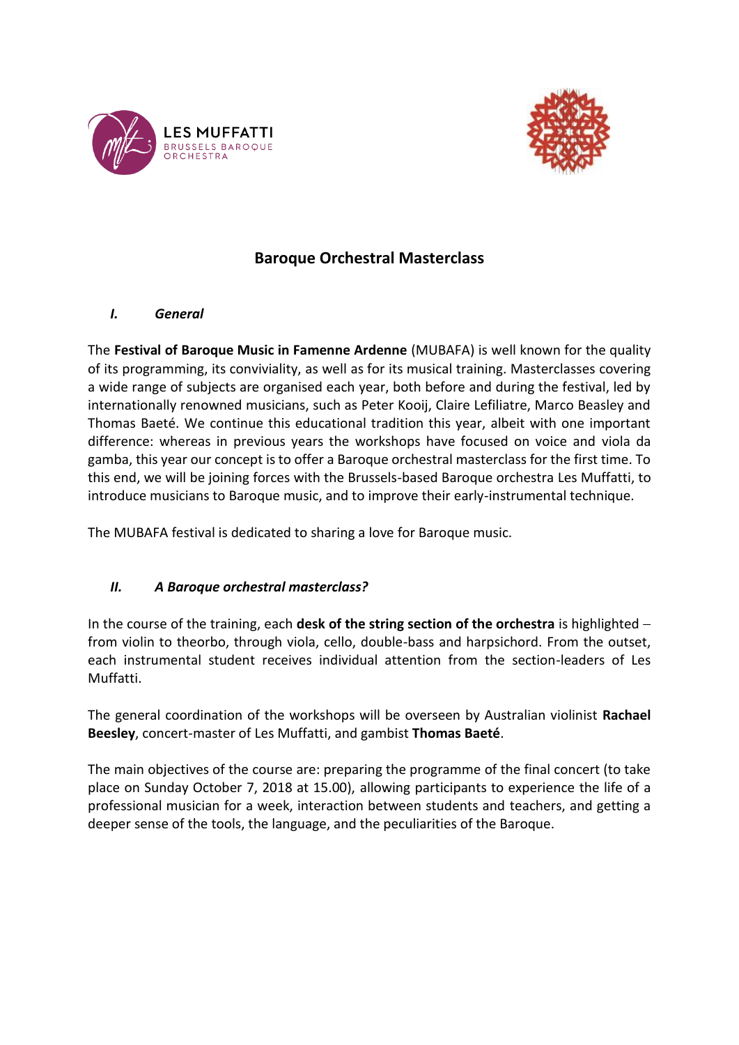LES MUFFATTI
BRUSSELS BAROQUE ORCHESTRA

# Baroque Orchestral Masterclass

## *I. General*

The **Festival of Baroque Music in Famenne Ardenne** (MUBAFA) is well known for the quality of its programming, its conviviality, as well as for its musical training. Masterclasses covering a wide range of subjects are organised each year, both before and during the festival, led by internationally renowned musicians, such as Peter Kooij, Claire Lefiliatre, Marco Beasley and Thomas Baeté. We continue this educational tradition this year, albeit with one important difference: whereas in previous years the workshops have focused on voice and viola da gamba, this year our concept is to offer a Baroque orchestral masterclass for the first time. To this end, we will be joining forces with the Brussels-based Baroque orchestra Les Muffatti, to introduce musicians to Baroque music, and to improve their early-instrumental technique.

The MUBAFA festival is dedicated to sharing a love for Baroque music.

## *II. A Baroque orchestral masterclass?*

In the course of the training, each **desk of the string section of the orchestra** is highlighted – from violin to theorbo, through viola, cello, double-bass and harpsichord. From the outset, each instrumental student receives individual attention from the section-leaders of Les Muffatti.

The general coordination of the workshops will be overseen by Australian violinist **Rachael Beesley**, concert-master of Les Muffatti, and gambist **Thomas Baeté**.

The main objectives of the course are: preparing the programme of the final concert (to take place on Sunday October 7, 2018 at 15.00), allowing participants to experience the life of a professional musician for a week, interaction between students and teachers, and getting a deeper sense of the tools, the language, and the peculiarities of the Baroque.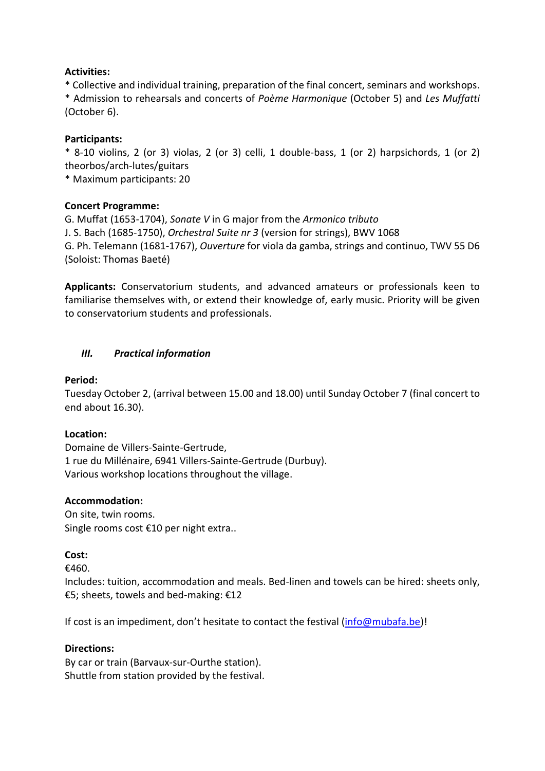**Activities:**

* Collective and individual training, preparation of the final concert, seminars and workshops.
* Admission to rehearsals and concerts of *Poème Harmonique* (October 5) and *Les Muffatti* (October 6).

**Participants:**

* 8-10 violins, 2 (or 3) violas, 2 (or 3) celli, 1 double-bass, 1 (or 2) harpsichords, 1 (or 2) theorbos/arch-lutes/guitars
* Maximum participants: 20

**Concert Programme:**

G. Muffat (1653-1704), *Sonate V* in G major from the *Armonico tributo*
J. S. Bach (1685-1750), *Orchestral Suite nr 3* (version for strings), BWV 1068
G. Ph. Telemann (1681-1767), *Ouverture* for viola da gamba, strings and continuo, TWV 55 D6 (Soloist: Thomas Baeté)

**Applicants:** Conservatorium students, and advanced amateurs or professionals keen to familiarise themselves with, or extend their knowledge of, early music. Priority will be given to conservatorium students and professionals.

## *III. Practical information*

**Period:**

Tuesday October 2, (arrival between 15.00 and 18.00) until Sunday October 7 (final concert to end about 16.30).

**Location:**

Domaine de Villers-Sainte-Gertrude,
1 rue du Millénaire, 6941 Villers-Sainte-Gertrude (Durbuy).
Various workshop locations throughout the village.

**Accommodation:**

On site, twin rooms.
Single rooms cost €10 per night extra..

**Cost:**

€460.
Includes: tuition, accommodation and meals. Bed-linen and towels can be hired: sheets only, €5; sheets, towels and bed-making: €12

If cost is an impediment, don't hesitate to contact the festival (info@mubafa.be)!

**Directions:**

By car or train (Barvaux-sur-Ourthe station).
Shuttle from station provided by the festival.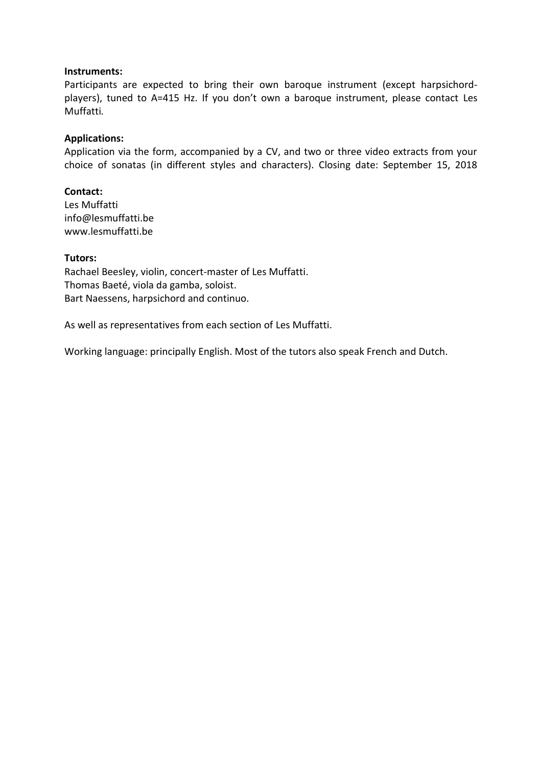**Instruments:**
Participants are expected to bring their own baroque instrument (except harpsichord-players), tuned to A=415 Hz. If you don't own a baroque instrument, please contact Les Muffatti.

**Applications:**
Application via the form, accompanied by a CV, and two or three video extracts from your choice of sonatas (in different styles and characters). Closing date: September 15, 2018

**Contact:**
Les Muffatti
info@lesmuffatti.be
www.lesmuffatti.be

**Tutors:**
Rachael Beesley, violin, concert-master of Les Muffatti.
Thomas Baeté, viola da gamba, soloist.
Bart Naessens, harpsichord and continuo.

As well as representatives from each section of Les Muffatti.

Working language: principally English. Most of the tutors also speak French and Dutch.